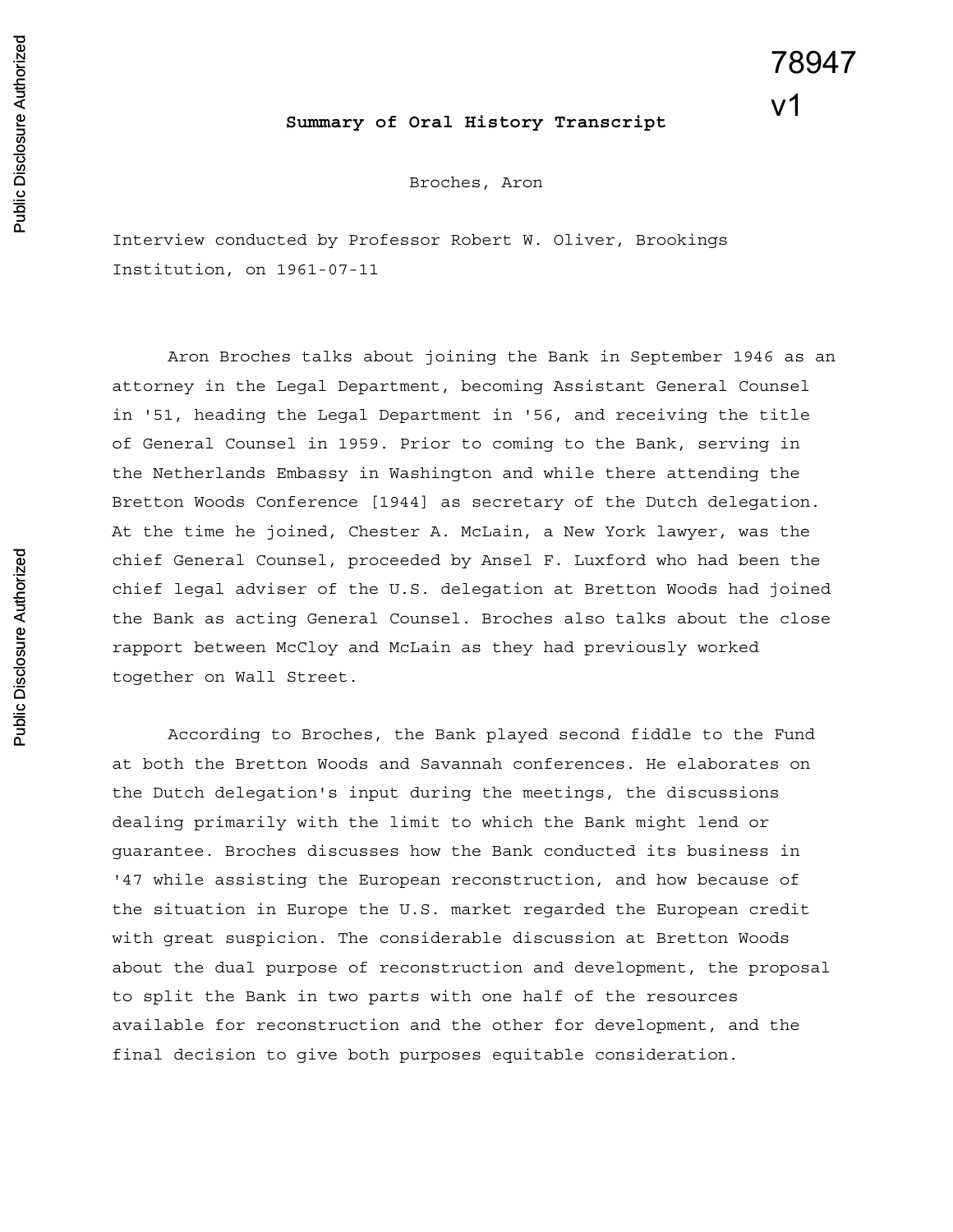78947 v1

**Summary of Oral History Transcript**

Broches, Aron

Interview conducted by Professor Robert W. Oliver, Brookings Institution, on 1961-07-11

Aron Broches talks about joining the Bank in September 1946 as an attorney in the Legal Department, becoming Assistant General Counsel in '51, heading the Legal Department in '56, and receiving the title of General Counsel in 1959. Prior to coming to the Bank, serving in the Netherlands Embassy in Washington and while there attending the Bretton Woods Conference [1944] as secretary of the Dutch delegation. At the time he joined, Chester A. McLain, a New York lawyer, was the chief General Counsel, proceeded by Ansel F. Luxford who had been the chief legal adviser of the U.S. delegation at Bretton Woods had joined the Bank as acting General Counsel. Broches also talks about the close rapport between McCloy and McLain as they had previously worked together on Wall Street.

According to Broches, the Bank played second fiddle to the Fund at both the Bretton Woods and Savannah conferences. He elaborates on the Dutch delegation's input during the meetings, the discussions dealing primarily with the limit to which the Bank might lend or guarantee. Broches discusses how the Bank conducted its business in '47 while assisting the European reconstruction, and how because of the situation in Europe the U.S. market regarded the European credit with great suspicion. The considerable discussion at Bretton Woods about the dual purpose of reconstruction and development, the proposal to split the Bank in two parts with one half of the resources available for reconstruction and the other for development, and the final decision to give both purposes equitable consideration.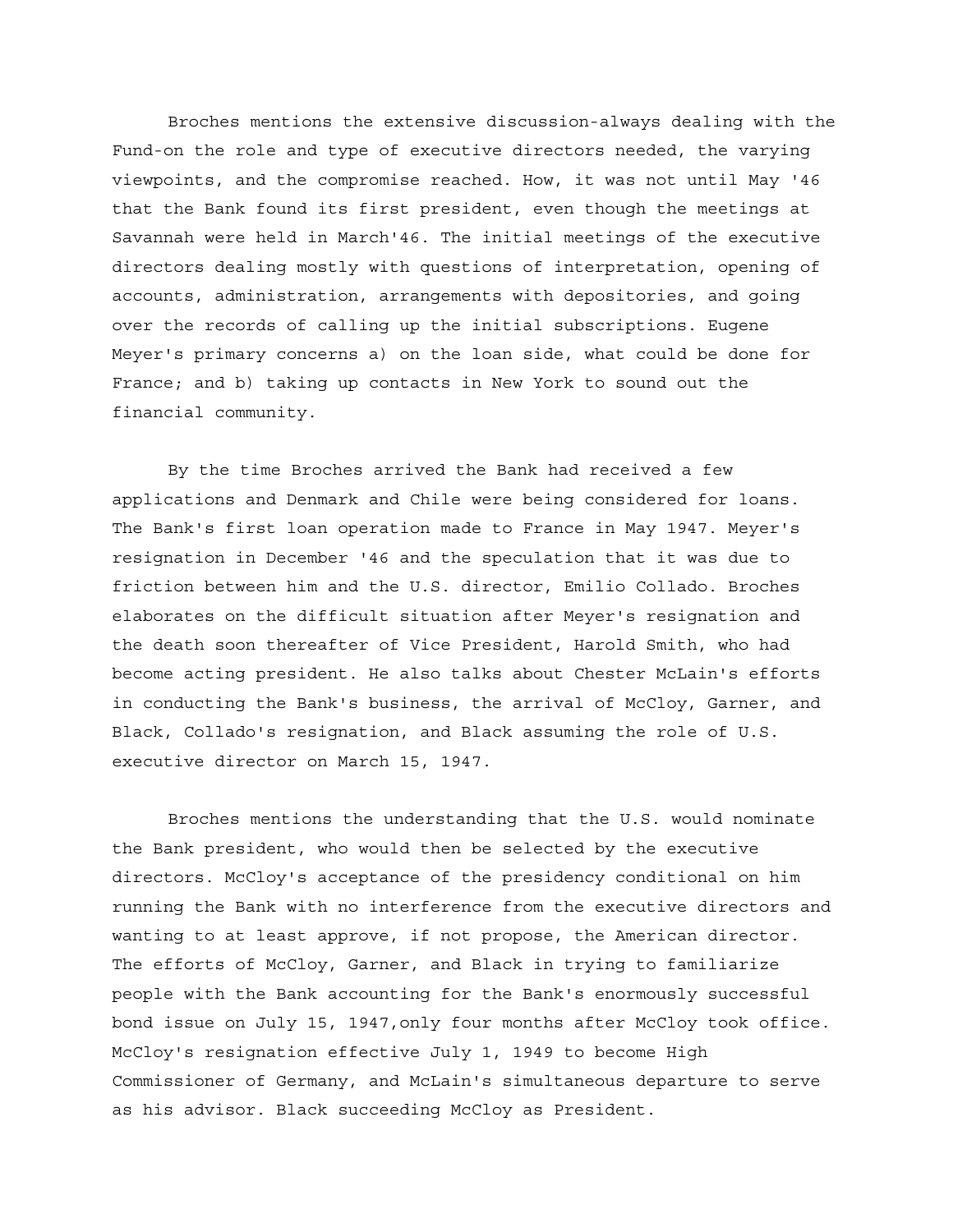Broches mentions the extensive discussion-always dealing with the Fund-on the role and type of executive directors needed, the varying viewpoints, and the compromise reached. How, it was not until May '46 that the Bank found its first president, even though the meetings at Savannah were held in March'46. The initial meetings of the executive directors dealing mostly with questions of interpretation, opening of accounts, administration, arrangements with depositories, and going over the records of calling up the initial subscriptions. Eugene Meyer's primary concerns a) on the loan side, what could be done for France; and b) taking up contacts in New York to sound out the financial community.

By the time Broches arrived the Bank had received a few applications and Denmark and Chile were being considered for loans. The Bank's first loan operation made to France in May 1947. Meyer's resignation in December '46 and the speculation that it was due to friction between him and the U.S. director, Emilio Collado. Broches elaborates on the difficult situation after Meyer's resignation and the death soon thereafter of Vice President, Harold Smith, who had become acting president. He also talks about Chester McLain's efforts in conducting the Bank's business, the arrival of McCloy, Garner, and Black, Collado's resignation, and Black assuming the role of U.S. executive director on March 15, 1947.

Broches mentions the understanding that the U.S. would nominate the Bank president, who would then be selected by the executive directors. McCloy's acceptance of the presidency conditional on him running the Bank with no interference from the executive directors and wanting to at least approve, if not propose, the American director. The efforts of McCloy, Garner, and Black in trying to familiarize people with the Bank accounting for the Bank's enormously successful bond issue on July 15, 1947,only four months after McCloy took office. McCloy's resignation effective July 1, 1949 to become High Commissioner of Germany, and McLain's simultaneous departure to serve as his advisor. Black succeeding McCloy as President.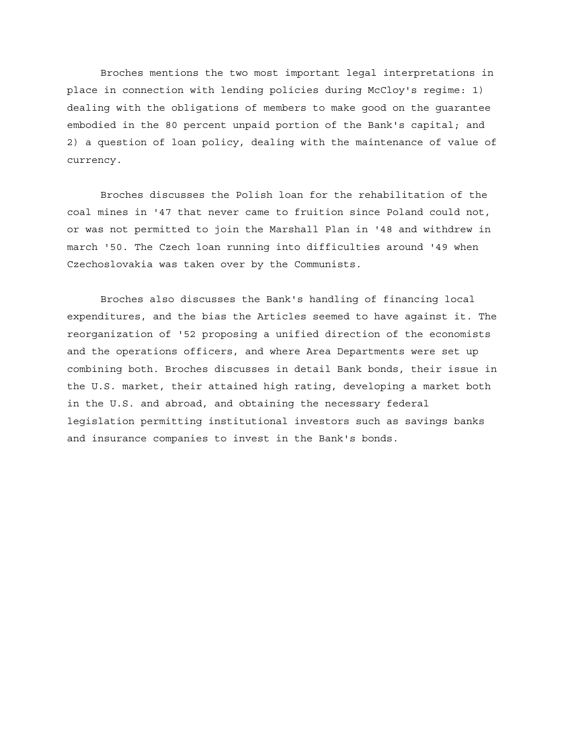Broches mentions the two most important legal interpretations in place in connection with lending policies during McCloy's regime: 1) dealing with the obligations of members to make good on the guarantee embodied in the 80 percent unpaid portion of the Bank's capital; and 2) a question of loan policy, dealing with the maintenance of value of currency.

Broches discusses the Polish loan for the rehabilitation of the coal mines in '47 that never came to fruition since Poland could not, or was not permitted to join the Marshall Plan in '48 and withdrew in march '50. The Czech loan running into difficulties around '49 when Czechoslovakia was taken over by the Communists.

Broches also discusses the Bank's handling of financing local expenditures, and the bias the Articles seemed to have against it. The reorganization of '52 proposing a unified direction of the economists and the operations officers, and where Area Departments were set up combining both. Broches discusses in detail Bank bonds, their issue in the U.S. market, their attained high rating, developing a market both in the U.S. and abroad, and obtaining the necessary federal legislation permitting institutional investors such as savings banks and insurance companies to invest in the Bank's bonds.